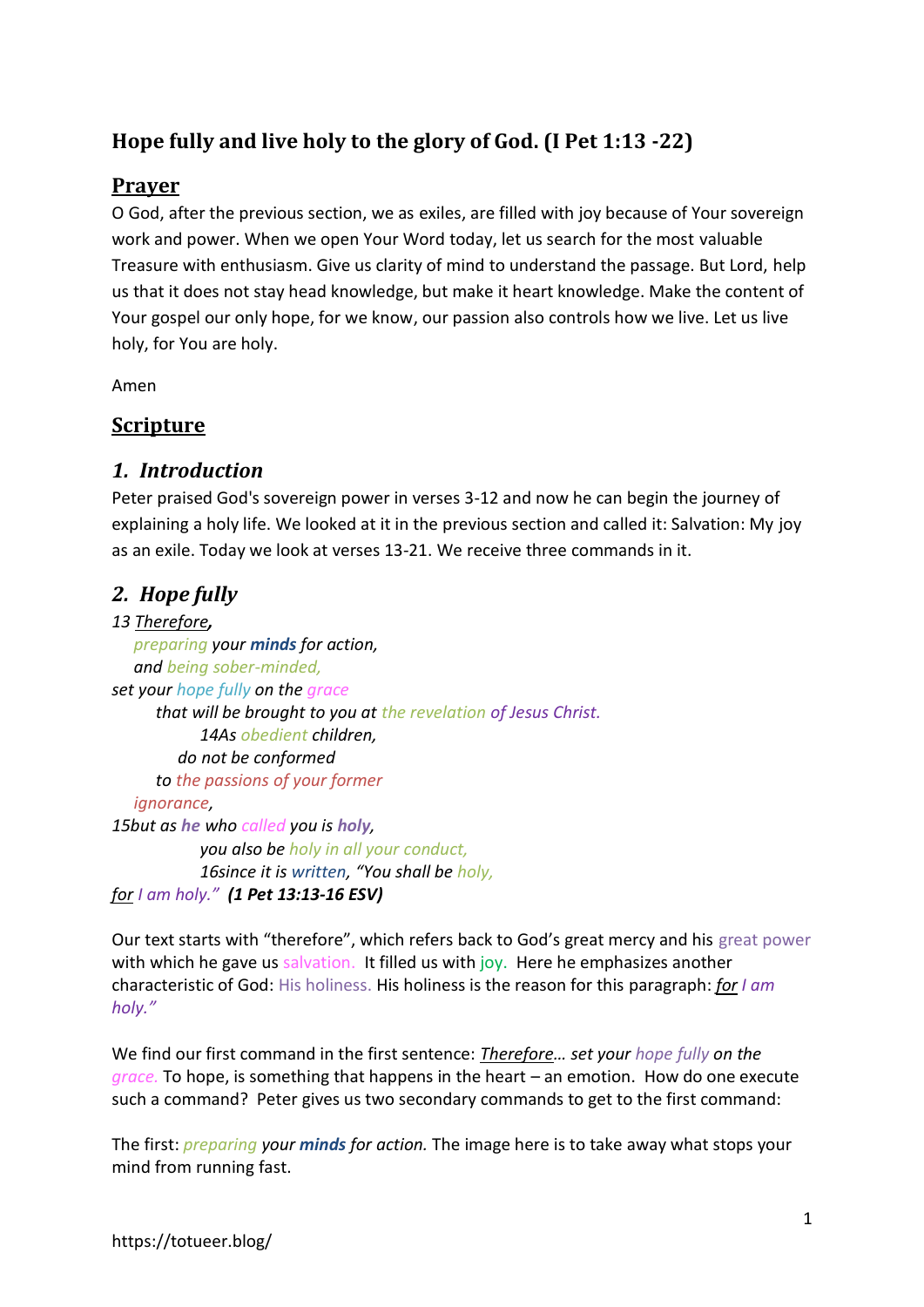# Hope fully and live holy to the glory of God. (I Pet 1:13 -22)

## Prayer

O God, after the previous section, we as exiles, are filled with joy because of Your sovereign work and power. When we open Your Word today, let us search for the most valuable Treasure with enthusiasm. Give us clarity of mind to understand the passage. But Lord, help us that it does not stay head knowledge, but make it heart knowledge. Make the content of Your gospel our only hope, for we know, our passion also controls how we live. Let us live holy, for You are holy.

Amen

## Scripture

### 1. *Introduction*

Peter praised God's sovereign power in verses 3-12 and now he can begin the journey of explaining a holy life. We looked at it in the previous section and called it: Salvation: My joy as an exile. Today we look at verses 13-21. We receive three commands in it.

### 2. *Hope fully*

*13 Therefore,*
*preparing your **minds** for action,*
*and being sober-minded,*
*set your hope fully on the grace*
*that will be brought to you at the revelation of Jesus Christ.*
*14As obedient children,*
*do not be conformed*
*to the passions of your former*
*ignorance,*
*15but as **he** who called you is **holy**,*
*you also be holy in all your conduct,*
*16since it is written, "You shall be holy,*
*for I am holy."* ***(1 Pet 13:13-16 ESV)***

Our text starts with "therefore", which refers back to God's great mercy and his great power with which he gave us salvation. It filled us with joy. Here he emphasizes another characteristic of God: His holiness. His holiness is the reason for this paragraph: *for I am holy."*

We find our first command in the first sentence: *Therefore… set your hope fully on the grace.* To hope, is something that happens in the heart – an emotion. How do one execute such a command? Peter gives us two secondary commands to get to the first command:

The first: *preparing your **minds** for action.* The image here is to take away what stops your mind from running fast.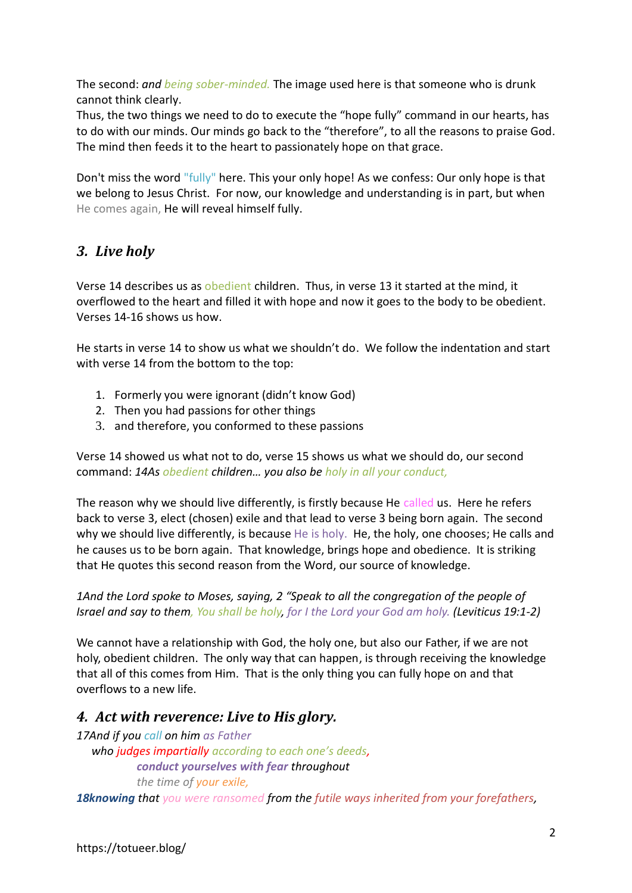The second: *and being sober-minded.* The image used here is that someone who is drunk cannot think clearly.
Thus, the two things we need to do to execute the "hope fully" command in our hearts, has to do with our minds. Our minds go back to the "therefore", to all the reasons to praise God. The mind then feeds it to the heart to passionately hope on that grace.

Don't miss the word "fully" here. This your only hope! As we confess: Our only hope is that we belong to Jesus Christ. For now, our knowledge and understanding is in part, but when He comes again, He will reveal himself fully.

## *3. Live holy*

Verse 14 describes us as obedient children. Thus, in verse 13 it started at the mind, it overflowed to the heart and filled it with hope and now it goes to the body to be obedient. Verses 14-16 shows us how.

He starts in verse 14 to show us what we shouldn't do. We follow the indentation and start with verse 14 from the bottom to the top:

1. Formerly you were ignorant (didn't know God)
2. Then you had passions for other things
3. and therefore, you conformed to these passions

Verse 14 showed us what not to do, verse 15 shows us what we should do, our second command: *14As obedient children… you also be holy in all your conduct,*

The reason why we should live differently, is firstly because He called us. Here he refers back to verse 3, elect (chosen) exile and that lead to verse 3 being born again. The second why we should live differently, is because He is holy. He, the holy, one chooses; He calls and he causes us to be born again. That knowledge, brings hope and obedience. It is striking that He quotes this second reason from the Word, our source of knowledge.

*1And the Lord spoke to Moses, saying, 2 "Speak to all the congregation of the people of Israel and say to them, You shall be holy, for I the Lord your God am holy. (Leviticus 19:1-2)*

We cannot have a relationship with God, the holy one, but also our Father, if we are not holy, obedient children. The only way that can happen, is through receiving the knowledge that all of this comes from Him. That is the only thing you can fully hope on and that overflows to a new life.

## *4. Act with reverence: Live to His glory.*

*17And if you call on him as Father*
*who judges impartially according to each one's deeds,*
***conduct yourselves with fear** throughout*
*the time of your exile,*
***18knowing** that you were ransomed from the futile ways inherited from your forefathers,*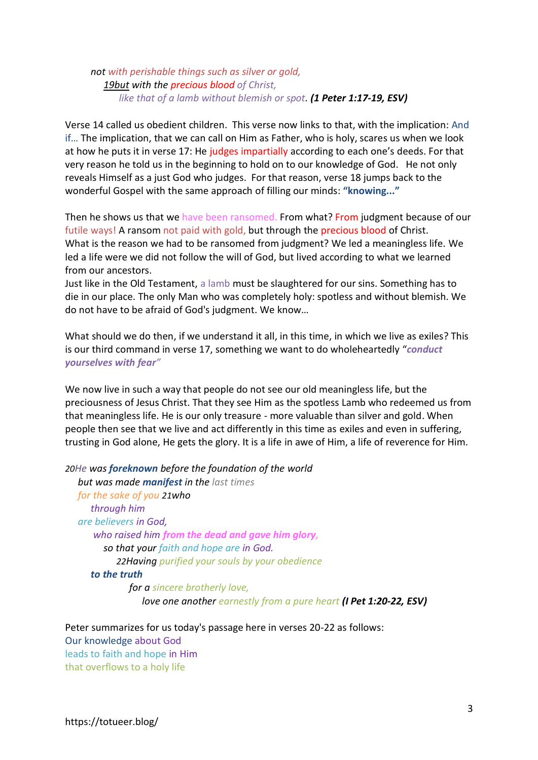*not with perishable things such as silver or gold,*
*19but with the precious blood of Christ,*
*like that of a lamb without blemish or spot.* ***(1 Peter 1:17-19, ESV)***

Verse 14 called us obedient children. This verse now links to that, with the implication: And if… The implication, that we can call on Him as Father, who is holy, scares us when we look at how he puts it in verse 17: He judges impartially according to each one's deeds. For that very reason he told us in the beginning to hold on to our knowledge of God. He not only reveals Himself as a just God who judges. For that reason, verse 18 jumps back to the wonderful Gospel with the same approach of filling our minds: **"knowing..."**

Then he shows us that we have been ransomed. From what? From judgment because of our futile ways! A ransom not paid with gold, but through the precious blood of Christ.
What is the reason we had to be ransomed from judgment? We led a meaningless life. We led a life were we did not follow the will of God, but lived according to what we learned from our ancestors.
Just like in the Old Testament, a lamb must be slaughtered for our sins. Something has to die in our place. The only Man who was completely holy: spotless and without blemish. We do not have to be afraid of God's judgment. We know…

What should we do then, if we understand it all, in this time, in which we live as exiles? This is our third command in verse 17, something we want to do wholeheartedly "***conduct yourselves with fear***"

We now live in such a way that people do not see our old meaningless life, but the preciousness of Jesus Christ. That they see Him as the spotless Lamb who redeemed us from that meaningless life. He is our only treasure - more valuable than silver and gold. When people then see that we live and act differently in this time as exiles and even in suffering, trusting in God alone, He gets the glory. It is a life in awe of Him, a life of reverence for Him.

*20He was **foreknown** before the foundation of the world*
*but was made **manifest** in the last times*
*for the sake of you 21who*
*through him*
*are believers in God,*
*who raised him **from the dead and gave him glory,***
*so that your faith and hope are in God.*
*22Having purified your souls by your obedience*
***to the truth***
*for a sincere brotherly love,*
*love one another earnestly from a pure heart* ***(I Pet 1:20-22, ESV)***

Peter summarizes for us today's passage here in verses 20-22 as follows:
Our knowledge about God
leads to faith and hope in Him
that overflows to a holy life

https://totueer.blog/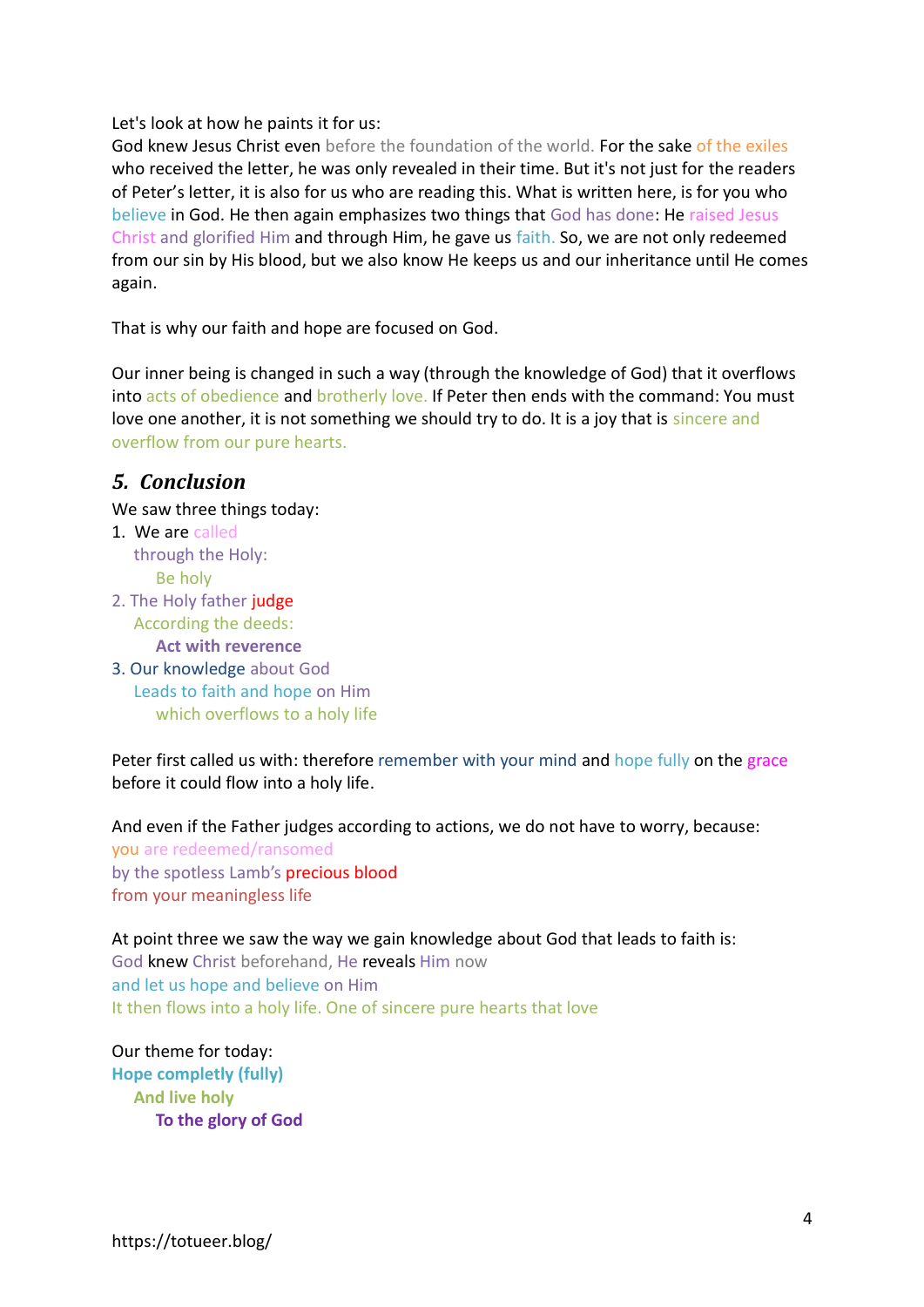Let's look at how he paints it for us:
God knew Jesus Christ even before the foundation of the world. For the sake of the exiles who received the letter, he was only revealed in their time. But it's not just for the readers of Peter's letter, it is also for us who are reading this. What is written here, is for you who believe in God. He then again emphasizes two things that God has done: He raised Jesus Christ and glorified Him and through Him, he gave us faith. So, we are not only redeemed from our sin by His blood, but we also know He keeps us and our inheritance until He comes again.

That is why our faith and hope are focused on God.

Our inner being is changed in such a way (through the knowledge of God) that it overflows into acts of obedience and brotherly love. If Peter then ends with the command: You must love one another, it is not something we should try to do. It is a joy that is sincere and overflow from our pure hearts.

## 5. *Conclusion*

We saw three things today:

1. We are called
   through the Holy:
      Be holy
2. The Holy father judge
   According the deeds:
      **Act with reverence**
3. Our knowledge about God
   Leads to faith and hope on Him
      which overflows to a holy life

Peter first called us with: therefore remember with your mind and hope fully on the grace before it could flow into a holy life.

And even if the Father judges according to actions, we do not have to worry, because:
you are redeemed/ransomed
by the spotless Lamb's precious blood
from your meaningless life

At point three we saw the way we gain knowledge about God that leads to faith is:
God knew Christ beforehand, He reveals Him now
and let us hope and believe on Him
It then flows into a holy life. One of sincere pure hearts that love

Our theme for today:
**Hope completly (fully)**
   **And live holy**
      **To the glory of God**

https://totueer.blog/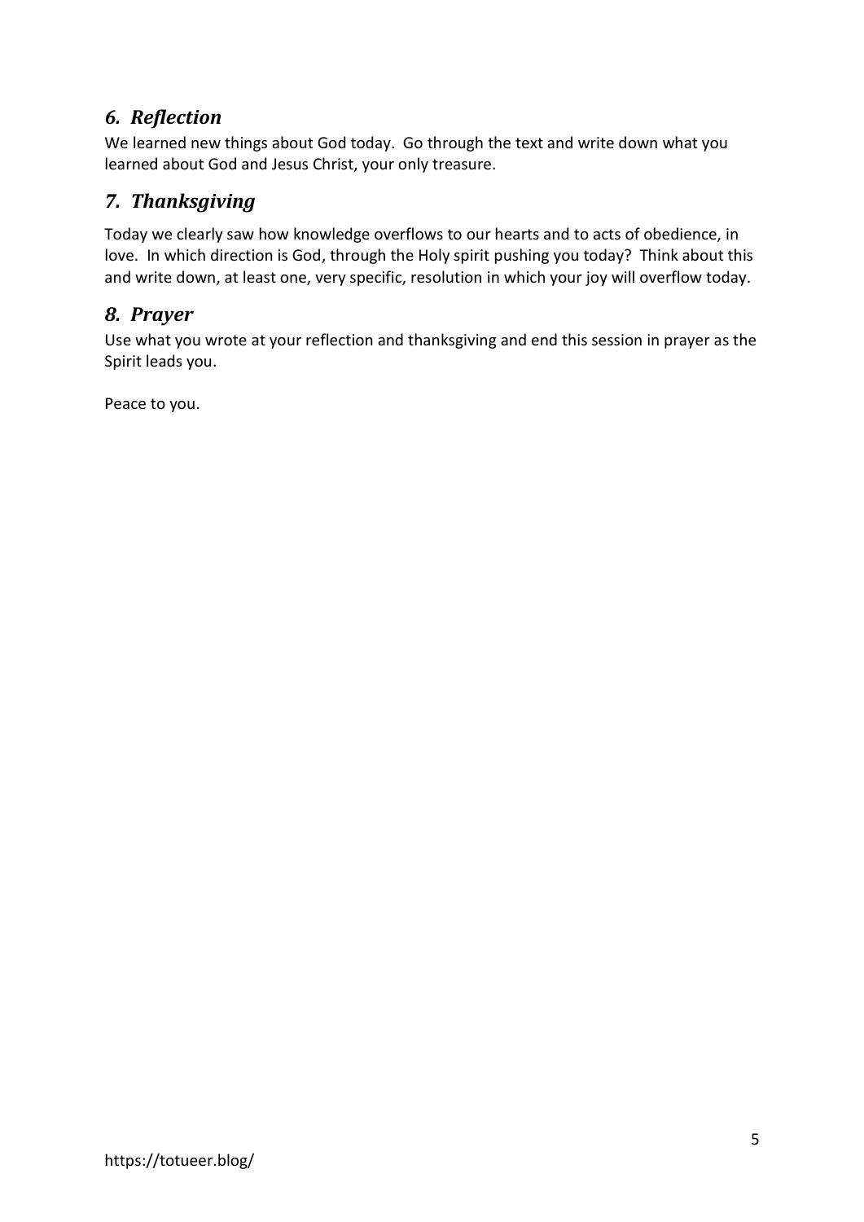## *6. Reflection*

We learned new things about God today. Go through the text and write down what you learned about God and Jesus Christ, your only treasure.

## *7. Thanksgiving*

Today we clearly saw how knowledge overflows to our hearts and to acts of obedience, in love. In which direction is God, through the Holy spirit pushing you today? Think about this and write down, at least one, very specific, resolution in which your joy will overflow today.

## *8. Prayer*

Use what you wrote at your reflection and thanksgiving and end this session in prayer as the Spirit leads you.

Peace to you.